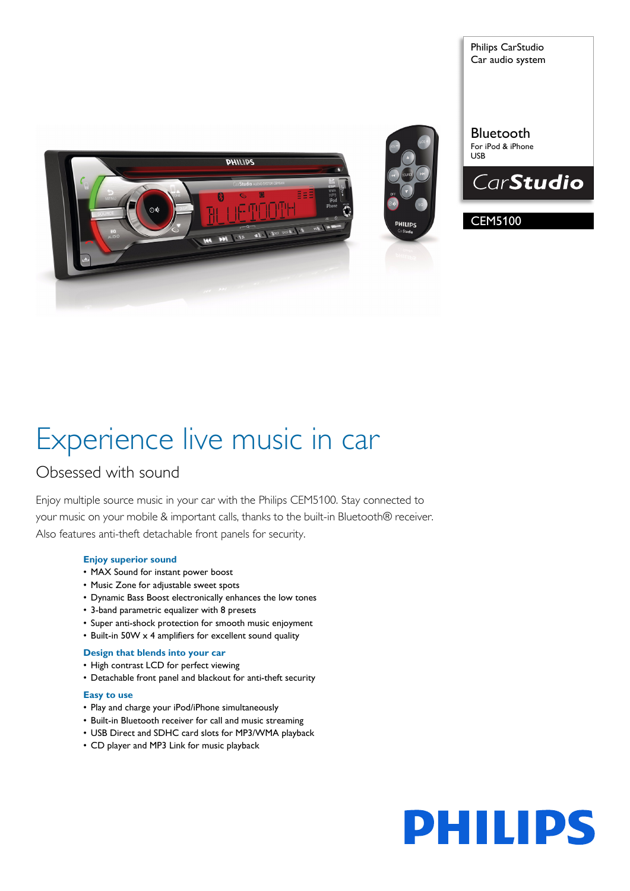Philips CarStudio
Car audio system

Bluetooth
For iPod & iPhone
USB

CarStudio

CEM5100

# Experience live music in car

## Obsessed with sound

Enjoy multiple source music in your car with the Philips CEM5100. Stay connected to your music on your mobile & important calls, thanks to the built-in Bluetooth® receiver. Also features anti-theft detachable front panels for security.

### Enjoy superior sound

- MAX Sound for instant power boost
- Music Zone for adjustable sweet spots
- Dynamic Bass Boost electronically enhances the low tones
- 3-band parametric equalizer with 8 presets
- Super anti-shock protection for smooth music enjoyment
- Built-in 50W x 4 amplifiers for excellent sound quality

### Design that blends into your car

- High contrast LCD for perfect viewing
- Detachable front panel and blackout for anti-theft security

### Easy to use

- Play and charge your iPod/iPhone simultaneously
- Built-in Bluetooth receiver for call and music streaming
- USB Direct and SDHC card slots for MP3/WMA playback
- CD player and MP3 Link for music playback

PHILIPS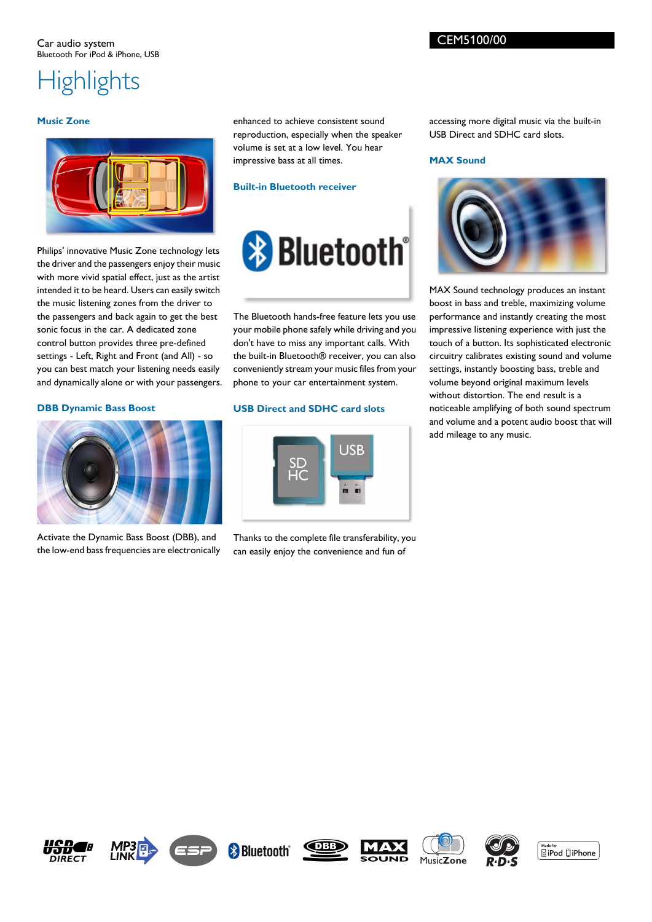Car audio system
Bluetooth For iPod & iPhone, USB

CEM5100/00

# Highlights

### Music Zone

Philips' innovative Music Zone technology lets the driver and the passengers enjoy their music with more vivid spatial effect, just as the artist intended it to be heard. Users can easily switch the music listening zones from the driver to the passengers and back again to get the best sonic focus in the car. A dedicated zone control button provides three pre-defined settings - Left, Right and Front (and All) - so you can best match your listening needs easily and dynamically alone or with your passengers.

### DBB Dynamic Bass Boost

Activate the Dynamic Bass Boost (DBB), and the low-end bass frequencies are electronically enhanced to achieve consistent sound reproduction, especially when the speaker volume is set at a low level. You hear impressive bass at all times.

### Built-in Bluetooth receiver

The Bluetooth hands-free feature lets you use your mobile phone safely while driving and you don't have to miss any important calls. With the built-in Bluetooth® receiver, you can also conveniently stream your music files from your phone to your car entertainment system.

### USB Direct and SDHC card slots

Thanks to the complete file transferability, you can easily enjoy the convenience and fun of accessing more digital music via the built-in USB Direct and SDHC card slots.

### MAX Sound

MAX Sound technology produces an instant boost in bass and treble, maximizing volume performance and instantly creating the most impressive listening experience with just the touch of a button. Its sophisticated electronic circuitry calibrates existing sound and volume settings, instantly boosting bass, treble and volume beyond original maximum levels without distortion. The end result is a noticeable amplifying of both sound spectrum and volume and a potent audio boost that will add mileage to any music.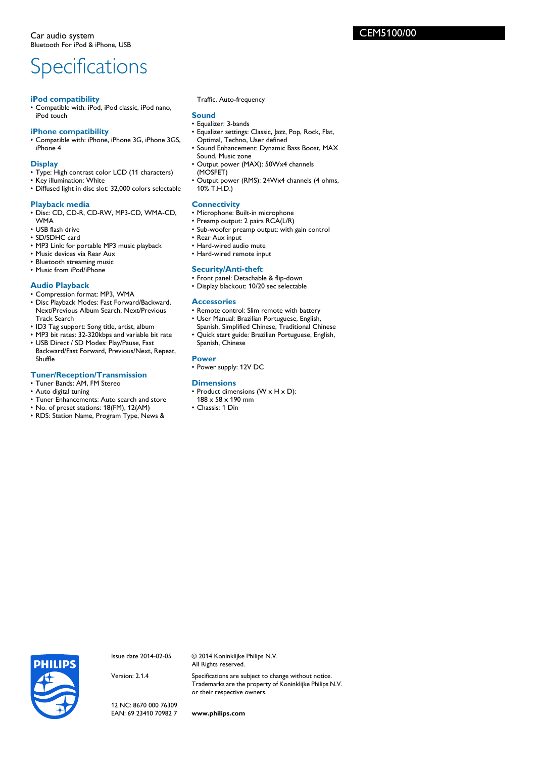Car audio system
Bluetooth For iPod & iPhone, USB

CEM5100/00

# Specifications

### iPod compatibility

- Compatible with: iPod, iPod classic, iPod nano, iPod touch

### iPhone compatibility

- Compatible with: iPhone, iPhone 3G, iPhone 3GS, iPhone 4

### Display

- Type: High contrast color LCD (11 characters)
- Key illumination: White
- Diffused light in disc slot: 32,000 colors selectable

### Playback media

- Disc: CD, CD-R, CD-RW, MP3-CD, WMA-CD, WMA
- USB flash drive
- SD/SDHC card
- MP3 Link: for portable MP3 music playback
- Music devices via Rear Aux
- Bluetooth streaming music
- Music from iPod/iPhone

### Audio Playback

- Compression format: MP3, WMA
- Disc Playback Modes: Fast Forward/Backward, Next/Previous Album Search, Next/Previous Track Search
- ID3 Tag support: Song title, artist, album
- MP3 bit rates: 32-320kbps and variable bit rate
- USB Direct / SD Modes: Play/Pause, Fast Backward/Fast Forward, Previous/Next, Repeat, Shuffle

### Tuner/Reception/Transmission

- Tuner Bands: AM, FM Stereo
- Auto digital tuning
- Tuner Enhancements: Auto search and store
- No. of preset stations: 18(FM), 12(AM)
- RDS: Station Name, Program Type, News & Traffic, Auto-frequency

### Sound

- Equalizer: 3-bands
- Equalizer settings: Classic, Jazz, Pop, Rock, Flat, Optimal, Techno, User defined
- Sound Enhancement: Dynamic Bass Boost, MAX Sound, Music zone
- Output power (MAX): 50Wx4 channels (MOSFET)
- Output power (RMS): 24Wx4 channels (4 ohms, 10% T.H.D.)

### Connectivity

- Microphone: Built-in microphone
- Preamp output: 2 pairs RCA(L/R)
- Sub-woofer preamp output: with gain control
- Rear Aux input
- Hard-wired audio mute
- Hard-wired remote input

### Security/Anti-theft

- Front panel: Detachable & flip-down
- Display blackout: 10/20 sec selectable

### Accessories

- Remote control: Slim remote with battery
- User Manual: Brazilian Portuguese, English, Spanish, Simplified Chinese, Traditional Chinese
- Quick start guide: Brazilian Portuguese, English, Spanish, Chinese

### Power

- Power supply: 12V DC

### Dimensions

- Product dimensions (W x H x D): 188 x 58 x 190 mm
- Chassis: 1 Din

Issue date 2014-02-05

Version: 2.1.4

12 NC: 8670 000 76309
EAN: 69 23410 70982 7

© 2014 Koninklijke Philips N.V.
All Rights reserved.

Specifications are subject to change without notice. Trademarks are the property of Koninklijke Philips N.V. or their respective owners.

**www.philips.com**